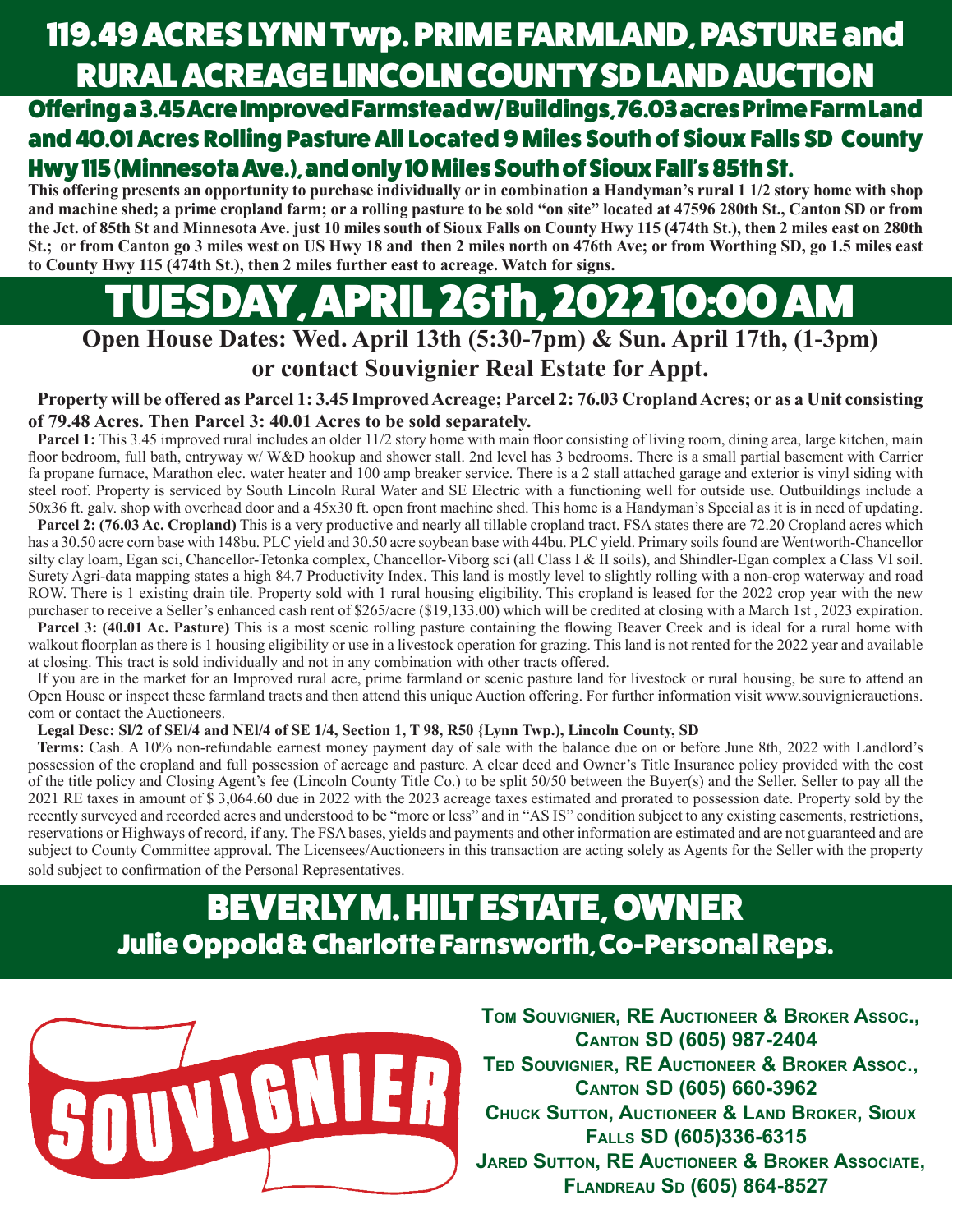# 119.49 ACRES LYNN Twp. PRIME FARMLAND, PASTURE and RURAL ACREAGE LINCOLN COUNTY SD LAND AUCTION

## Offering a 3.45 Acre Improved Farmstead w/ Buildings, 76.03 acres Prime Farm Land and 40.01 Acres Rolling Pasture All Located 9 Miles South of Sioux Falls SD County Hwy 115 (Minnesota Ave.), and only 10 Miles South of Sioux Fall's 85th St.

**This offering presents an opportunity to purchase individually or in combination a Handyman's rural 1 1/2 story home with shop and machine shed; a prime cropland farm; or a rolling pasture to be sold "on site" located at 47596 280th St., Canton SD or from the Jct. of 85th St and Minnesota Ave. just 10 miles south of Sioux Falls on County Hwy 115 (474th St.), then 2 miles east on 280th St.; or from Canton go 3 miles west on US Hwy 18 and then 2 miles north on 476th Ave; or from Worthing SD, go 1.5 miles east to County Hwy 115 (474th St.), then 2 miles further east to acreage. Watch for signs.**

# TUESDAY, APRIL 26th, 2022 10:00 AM

**Open House Dates: Wed. April 13th (5:30-7pm) & Sun. April 17th, (1-3pm) or contact Souvignier Real Estate for Appt.**

**Property will be offered as Parcel 1: 3.45 Improved Acreage; Parcel 2: 76.03 Cropland Acres; or as a Unit consisting of 79.48 Acres. Then Parcel 3: 40.01 Acres to be sold separately.**

**Parcel 1:** This 3.45 improved rural includes an older 11/2 story home with main floor consisting of living room, dining area, large kitchen, main floor bedroom, full bath, entryway w/ W&D hookup and shower stall. 2nd level has 3 bedrooms. There is a small partial basement with Carrier fa propane furnace, Marathon elec. water heater and 100 amp breaker service. There is a 2 stall attached garage and exterior is vinyl siding with steel roof. Property is serviced by South Lincoln Rural Water and SE Electric with a functioning well for outside use. Outbuildings include a 50x36 ft. galv. shop with overhead door and a 45x30 ft. open front machine shed. This home is a Handyman's Special as it is in need of updating.

**Parcel 2: (76.03 Ac. Cropland)** This is a very productive and nearly all tillable cropland tract. FSA states there are 72.20 Cropland acres which has a 30.50 acre corn base with 148bu. PLC yield and 30.50 acre soybean base with 44bu. PLC yield. Primary soils found are Wentworth-Chancellor silty clay loam, Egan sci, Chancellor-Tetonka complex, Chancellor-Viborg sci (all Class I & II soils), and Shindler-Egan complex a Class VI soil. Surety Agri-data mapping states a high 84.7 Productivity Index. This land is mostly level to slightly rolling with a non-crop waterway and road ROW. There is 1 existing drain tile. Property sold with 1 rural housing eligibility. This cropland is leased for the 2022 crop year with the new purchaser to receive a Seller's enhanced cash rent of $265/acre ($19,133.00) which will be credited at closing with a March 1st , 2023 expiration.

**Parcel 3: (40.01 Ac. Pasture)** This is a most scenic rolling pasture containing the flowing Beaver Creek and is ideal for a rural home with walkout floorplan as there is 1 housing eligibility or use in a livestock operation for grazing. This land is not rented for the 2022 year and available at closing. This tract is sold individually and not in any combination with other tracts offered.

If you are in the market for an Improved rural acre, prime farmland or scenic pasture land for livestock or rural housing, be sure to attend an Open House or inspect these farmland tracts and then attend this unique Auction offering. For further information visit www.souvignierauctions.com or contact the Auctioneers.

**Legal Desc: Sl/2 of SEl/4 and NEl/4 of SE 1/4, Section 1, T 98, R50 {Lynn Twp.), Lincoln County, SD**

**Terms:** Cash. A 10% non-refundable earnest money payment day of sale with the balance due on or before June 8th, 2022 with Landlord's possession of the cropland and full possession of acreage and pasture. A clear deed and Owner's Title Insurance policy provided with the cost of the title policy and Closing Agent's fee (Lincoln County Title Co.) to be split 50/50 between the Buyer(s) and the Seller. Seller to pay all the 2021 RE taxes in amount of $ 3,064.60 due in 2022 with the 2023 acreage taxes estimated and prorated to possession date. Property sold by the recently surveyed and recorded acres and understood to be "more or less" and in "AS IS" condition subject to any existing easements, restrictions, reservations or Highways of record, if any. The FSA bases, yields and payments and other information are estimated and are not guaranteed and are subject to County Committee approval. The Licensees/Auctioneers in this transaction are acting solely as Agents for the Seller with the property sold subject to confirmation of the Personal Representatives.

# BEVERLY M. HILT ESTATE, OWNER

## Julie Oppold & Charlotte Farnsworth, Co-Personal Reps.

SOUVIGNIER

**Tom Souvignier, RE Auctioneer & Broker Assoc., Canton SD (605) 987-2404**
**Ted Souvignier, RE Auctioneer & Broker Assoc., Canton SD (605) 660-3962**
**Chuck Sutton, Auctioneer & Land Broker, Sioux Falls SD (605)336-6315**
**Jared Sutton, RE Auctioneer & Broker Associate, Flandreau Sd (605) 864-8527**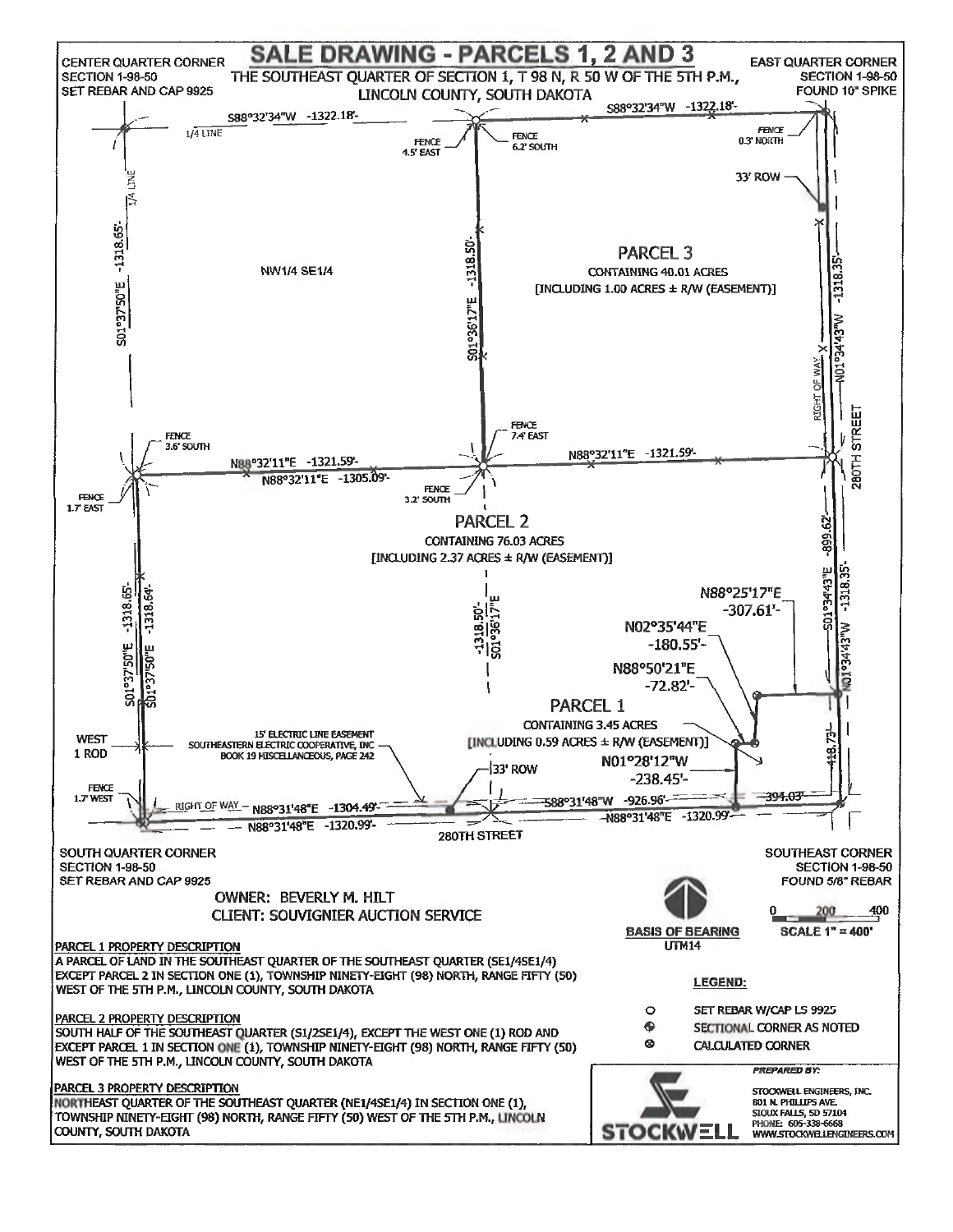# SALE DRAWING - PARCELS 1, 2 AND 3

THE SOUTHEAST QUARTER OF SECTION 1, T 98 N, R 50 W OF THE 5TH P.M., LINCOLN COUNTY, SOUTH DAKOTA

CENTER QUARTER CORNER
SECTION 1-98-50
SET REBAR AND CAP 9925

EAST QUARTER CORNER
SECTION 1-98-50
FOUND 10" SPIKE

S88°32'34"W -1322.18'-

S88°32'34"W -1322.18'-

1/4 LINE

FENCE 4.5' EAST

FENCE 6.2' SOUTH

FENCE 0.3' NORTH

33' ROW

S01°37'50"E -1318.65'-

NW1/4 SE1/4

S01°36'17"E -1318.50'-

PARCEL 3
CONTAINING 40.01 ACRES
[INCLUDING 1.00 ACRES ± R/W (EASEMENT)]

RIGHT OF WAY

N01°34'43"W -1318.35'-

280TH STREET

FENCE 3.6' SOUTH

FENCE 7.4' EAST

N88°32'11"E -1321.59'-

N88°32'11"E -1305.09'-

N88°32'11"E -1321.59'-

FENCE 1.7' EAST

FENCE 3.2' SOUTH

PARCEL 2
CONTAINING 76.03 ACRES
[INCLUDING 2.37 ACRES ± R/W (EASEMENT)]

S01°37'50"E -1318.65'-

S01°37'50"E -1318.64'-

-1318.50'- S01°36'17"E

N88°25'17"E -307.61'-

N02°35'44"E -180.55'-

N88°50'21"E -72.82'-

S01°34'43"E -899.62'-

N01°34'43"W -1318.35'-

PARCEL 1
CONTAINING 3.45 ACRES
[INCLUDING 0.59 ACRES ± R/W (EASEMENT)]

N01°28'12"W -238.45'-

418.73'

WEST 1 ROD

15' ELECTRIC LINE EASEMENT
SOUTHEASTERN ELECTRIC COOPERATIVE, INC
BOOK 19 MISCELLANEOUS, PAGE 242

33' ROW

FENCE 1.7' WEST

RIGHT OF WAY

N88°31'48"E -1304.49'-

S88°31'48"W -926.96'-

-394.03'

N88°31'48"E -1320.99'-

N88°31'48"E -1320.99'-

280TH STREET

SOUTH QUARTER CORNER
SECTION 1-98-50
SET REBAR AND CAP 9925

SOUTHEAST CORNER
SECTION 1-98-50
FOUND 5/8" REBAR

OWNER: BEVERLY M. HILT
CLIENT: SOUVIGNIER AUCTION SERVICE

BASIS OF BEARING
UTM14

SCALE 1" = 400'

0 200 400

## PARCEL 1 PROPERTY DESCRIPTION

A PARCEL OF LAND IN THE SOUTHEAST QUARTER OF THE SOUTHEAST QUARTER (SE1/4SE1/4) EXCEPT PARCEL 2 IN SECTION ONE (1), TOWNSHIP NINETY-EIGHT (98) NORTH, RANGE FIFTY (50) WEST OF THE 5TH P.M., LINCOLN COUNTY, SOUTH DAKOTA

## PARCEL 2 PROPERTY DESCRIPTION

SOUTH HALF OF THE SOUTHEAST QUARTER (S1/2SE1/4), EXCEPT THE WEST ONE (1) ROD AND EXCEPT PARCEL 1 IN SECTION ONE (1), TOWNSHIP NINETY-EIGHT (98) NORTH, RANGE FIFTY (50) WEST OF THE 5TH P.M., LINCOLN COUNTY, SOUTH DAKOTA

## PARCEL 3 PROPERTY DESCRIPTION

NORTHEAST QUARTER OF THE SOUTHEAST QUARTER (NE1/4SE1/4) IN SECTION ONE (1), TOWNSHIP NINETY-EIGHT (98) NORTH, RANGE FIFTY (50) WEST OF THE 5TH P.M., LINCOLN COUNTY, SOUTH DAKOTA

**LEGEND:**

- ○ SET REBAR W/CAP LS 9925
- ⊕ SECTIONAL CORNER AS NOTED
- ⊗ CALCULATED CORNER

*PREPARED BY:*

STOCKWELL

STOCKWELL ENGINEERS, INC.
801 N. PHILLIPS AVE.
SIOUX FALLS, SD 57104
PHONE: 605-338-6668
WWW.STOCKWELLENGINEERS.COM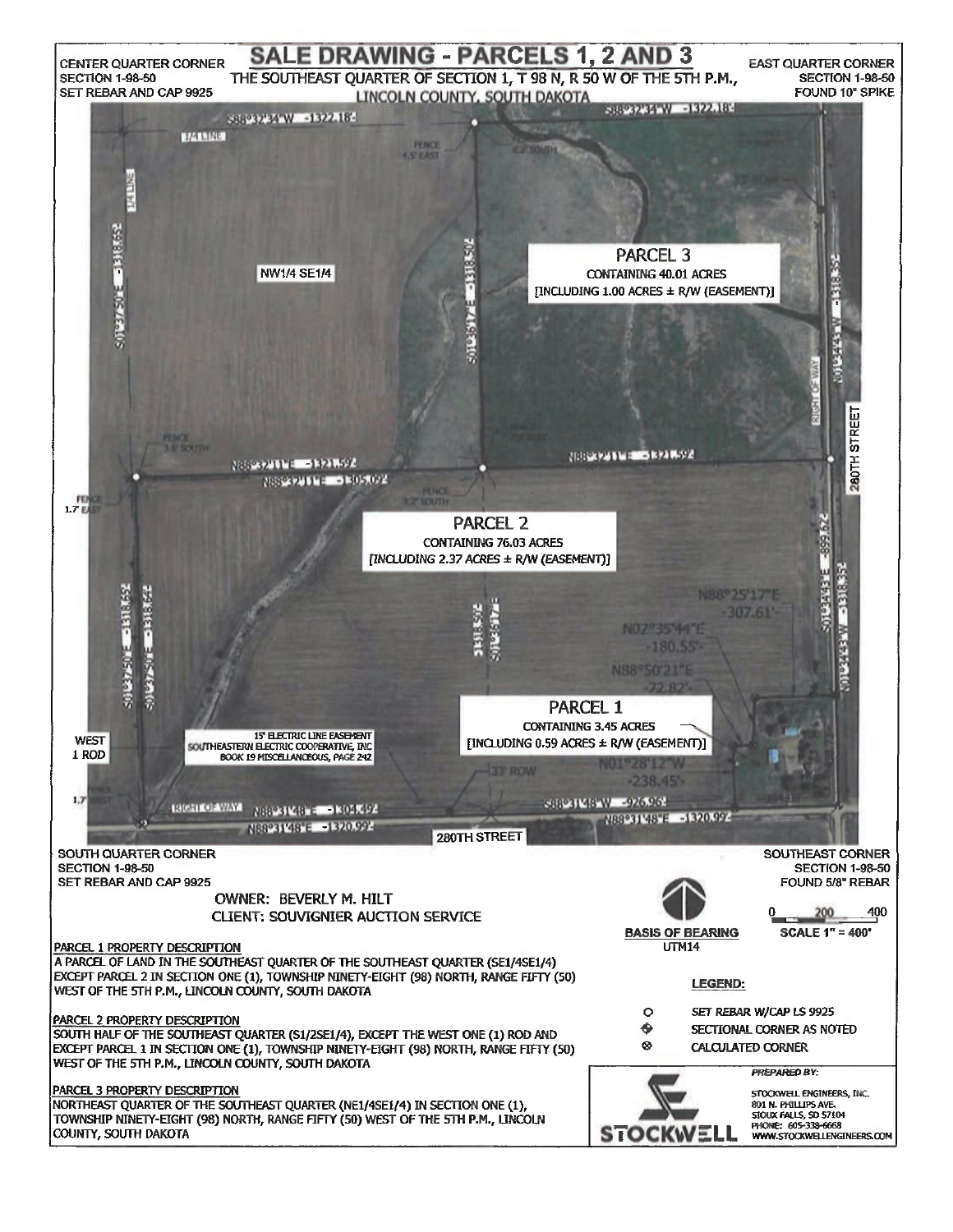# SALE DRAWING - PARCELS 1, 2 AND 3

THE SOUTHEAST QUARTER OF SECTION 1, T 98 N, R 50 W OF THE 5TH P.M., LINCOLN COUNTY, SOUTH DAKOTA

CENTER QUARTER CORNER
SECTION 1-98-50
SET REBAR AND CAP 9925

EAST QUARTER CORNER
SECTION 1-98-50
FOUND 10" SPIKE

S88°32'34"W -1322.18'

S88°32'34"W -1322.18'

1/4 LINE

FENCE 4.5' EAST

FENCE 6.2' SOUTH

33' ROW

NW1/4 SE1/4

S01°37'50"E -1318.65'

S01°35'17"E -1318.50'

**PARCEL 3**
CONTAINING 40.01 ACRES
[INCLUDING 1.00 ACRES ± R/W (EASEMENT)]

N01°34'43"W -1318.35'

RIGHT OF WAY

280TH STREET

FENCE 3.6' SOUTH

N88°32'11"E -1321.59'

N88°32'11"E -1305.09'

N88°32'11"E -1321.59'

FENCE 3.2' SOUTH

FENCE 1.7' EAST

**PARCEL 2**
CONTAINING 76.03 ACRES
[INCLUDING 2.37 ACRES ± R/W (EASEMENT)]

S01°37'50"E -1318.65'

S01°37'50"E -1318.64'

1318.50'

S01°35'17"E

S01°34'43"E -899.62'

S01°34'43"W -1318.35'

N88°25'17"E -307.61'

N02°35'44"E -180.55'

N88°50'21"E -72.82'

**PARCEL 1**
CONTAINING 3.45 ACRES
[INCLUDING 0.59 ACRES ± R/W (EASEMENT)]

N01°28'12"W -238.45'

WEST 1 ROD

15' ELECTRIC LINE EASEMENT
SOUTHEASTERN ELECTRIC COOPERATIVE, INC
BOOK 19 MISCELLANEOUS, PAGE 242

33' ROW

1.7' WEST

RIGHT OF WAY

N88°31'48"E -1304.49'

N88°31'48"E -1320.99'

S88°31'48"W -926.96'

N88°31'48"E -1320.99'

280TH STREET

SOUTH QUARTER CORNER
SECTION 1-98-50
SET REBAR AND CAP 9925

SOUTHEAST CORNER
SECTION 1-98-50
FOUND 5/8" REBAR

OWNER: BEVERLY M. HILT
CLIENT: SOUVIGNIER AUCTION SERVICE

BASIS OF BEARING
UTM14

SCALE 1" = 400'

## PARCEL 1 PROPERTY DESCRIPTION

A PARCEL OF LAND IN THE SOUTHEAST QUARTER OF THE SOUTHEAST QUARTER (SE1/4SE1/4) EXCEPT PARCEL 2 IN SECTION ONE (1), TOWNSHIP NINETY-EIGHT (98) NORTH, RANGE FIFTY (50) WEST OF THE 5TH P.M., LINCOLN COUNTY, SOUTH DAKOTA

## PARCEL 2 PROPERTY DESCRIPTION

SOUTH HALF OF THE SOUTHEAST QUARTER (S1/2SE1/4), EXCEPT THE WEST ONE (1) ROD AND EXCEPT PARCEL 1 IN SECTION ONE (1), TOWNSHIP NINETY-EIGHT (98) NORTH, RANGE FIFTY (50) WEST OF THE 5TH P.M., LINCOLN COUNTY, SOUTH DAKOTA

## PARCEL 3 PROPERTY DESCRIPTION

NORTHEAST QUARTER OF THE SOUTHEAST QUARTER (NE1/4SE1/4) IN SECTION ONE (1), TOWNSHIP NINETY-EIGHT (98) NORTH, RANGE FIFTY (50) WEST OF THE 5TH P.M., LINCOLN COUNTY, SOUTH DAKOTA

**LEGEND:**

- SET REBAR W/CAP LS 9925
- SECTIONAL CORNER AS NOTED
- CALCULATED CORNER

*PREPARED BY:*

STOCKWELL

STOCKWELL ENGINEERS, INC.
801 N. PHILLIPS AVE.
SIOUX FALLS, SD 57104
PHONE: 605-338-6668
WWW.STOCKWELLENGINEERS.COM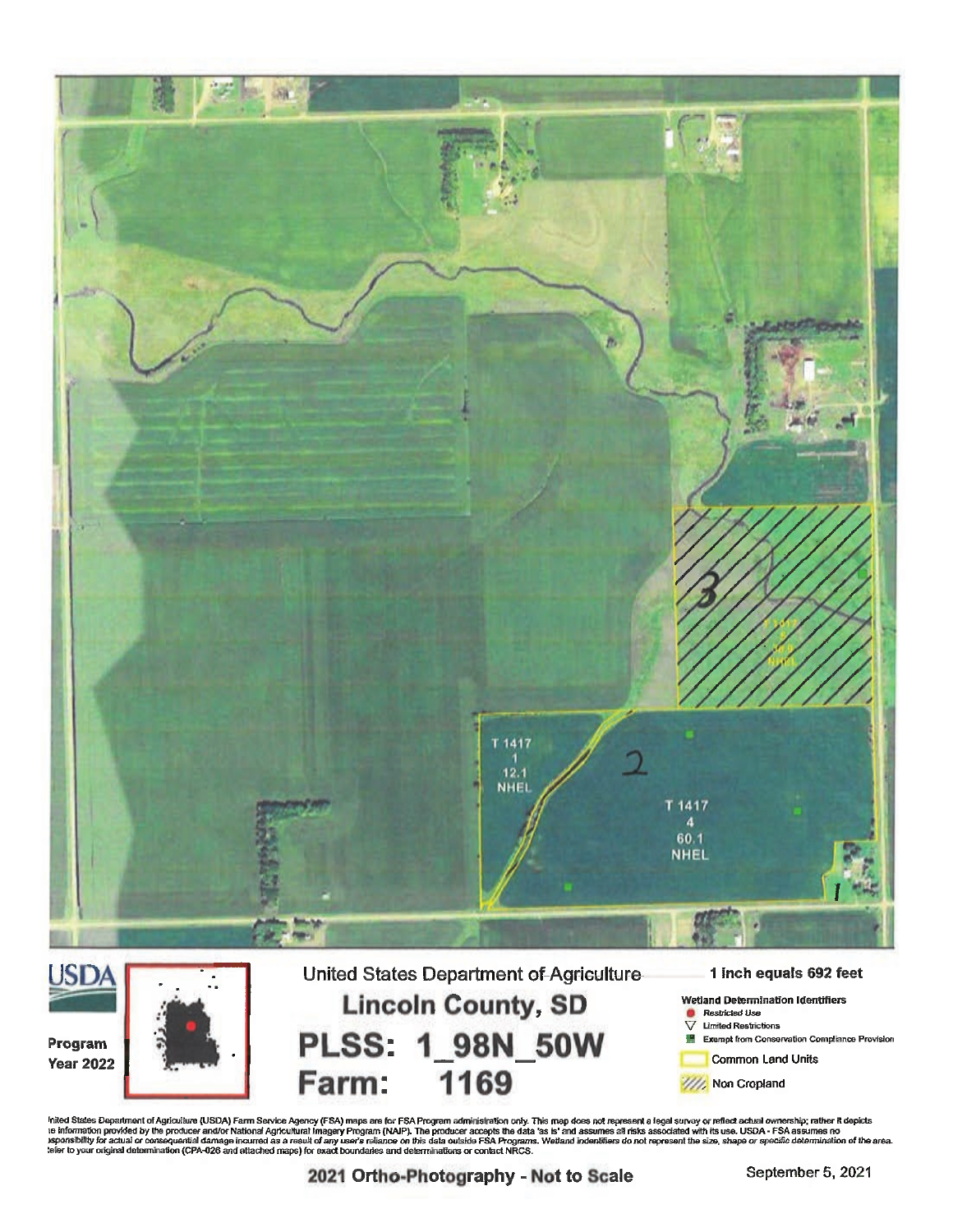T 1417
1
12.1
NHEL

T 1417
4
60.1
NHEL

T 1417
3
30.0
NHEL

3

2

1

USDA

Program Year 2022

United States Department of Agriculture

# Lincoln County, SD

# PLSS: 1_98N_50W

# Farm: 1169

**1 inch equals 692 feet**

**Wetland Determination Identifiers**

- *Restricted Use*
- Limited Restrictions
- Exempt from Conservation Compliance Provision

Common Land Units

Non Cropland

United States Department of Agriculture (USDA) Farm Service Agency (FSA) maps are for FSA Program administration only. This map does not represent a legal survey or reflect actual ownership; rather it depicts the information provided by the producer and/or National Agricultural Imagery Program (NAIP). The producer accepts the data 'as is' and assumes all risks associated with its use. USDA - FSA assumes no responsibility for actual or consequential damage incurred as a result of any user's reliance on this data outside FSA Programs. Wetland indentifiers do not represent the size, shape or specific determination of the area. Refer to your original determination (CPA-026 and attached maps) for exact boundaries and determinations or contact NRCS.

**2021 Ortho-Photography - Not to Scale**

September 5, 2021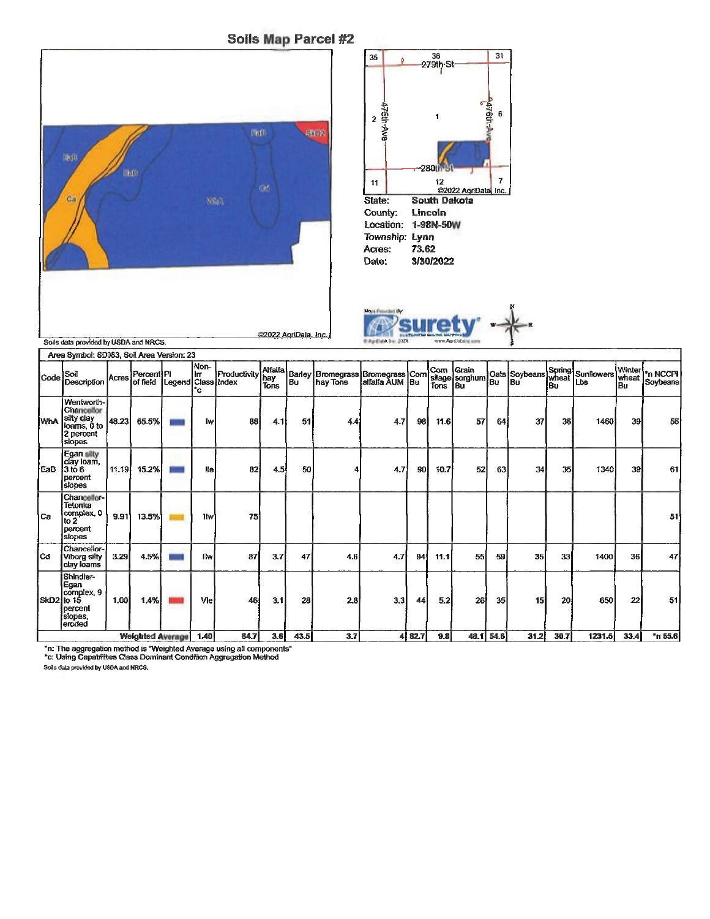# Soils Map Parcel #2

State: South Dakota
County: Lincoln
Location: 1-98N-50W
Township: Lynn
Acres: 73.62
Date: 3/30/2022

Soils data provided by USDA and NRCS.

©2022 AgriData, Inc.

| Area Symbol: SD083, Soil Area Version: 23 | | | | | | | | | | | | | | | | | | | | | |
|---|---|---|---|---|---|---|---|---|---|---|---|---|---|---|---|---|---|---|---|---|---|
| Code | Soil Description | Acres | Percent of field | PI Legend | Non-Irr Class *c | Productivity Index | Alfalfa hay Tons | Barley Bu | Bromegrass hay Tons | Bromegrass alfalfa AUM | Corn Bu | Corn silage Tons | Grain sorghum Bu | Oats Bu | Soybeans Bu | Spring wheat Bu | Sunflowers Lbs | Winter wheat Bu | *n NCCPI Soybeans |
| WhA | Wentworth-Chancellor silty clay loams, 0 to 2 percent slopes | 48.23 | 65.5% | | Iw | 88 | 4.1 | 51 | 4.4 | 4.7 | 98 | 11.6 | 57 | 64 | 37 | 36 | 1460 | 39 | 56 |
| EaB | Egan silty clay loam, 3 to 6 percent slopes | 11.19 | 15.2% | | IIe | 82 | 4.5 | 50 | 4 | 4.7 | 90 | 10.7 | 52 | 63 | 34 | 35 | 1340 | 39 | 61 |
| Ca | Chancellor-Tetonka complex, 0 to 2 percent slopes | 9.91 | 13.5% | | IIw | 75 | | | | | | | | | | | | | 51 |
| Cd | Chancellor-Viborg silty clay loams | 3.29 | 4.5% | | IIw | 87 | 3.7 | 47 | 4.6 | 4.7 | 94 | 11.1 | 55 | 59 | 35 | 33 | 1400 | 36 | 47 |
| SkD2 | Shindler-Egan complex, 9 to 15 percent slopes, eroded | 1.00 | 1.4% | | VIe | 46 | 3.1 | 28 | 2.8 | 3.3 | 44 | 5.2 | 26 | 35 | 15 | 20 | 650 | 22 | 51 |
| | | | | Weighted Average | 1.40 | 84.7 | 3.6 | 43.5 | 3.7 | 4 | 82.7 | 9.8 | 48.1 | 54.6 | 31.2 | 30.7 | 1231.5 | 33.4 | *n 55.6 |

*n: The aggregation method is "Weighted Average using all components"
*c: Using Capabilities Class Dominant Condition Aggregation Method
Soils data provided by USDA and NRCS.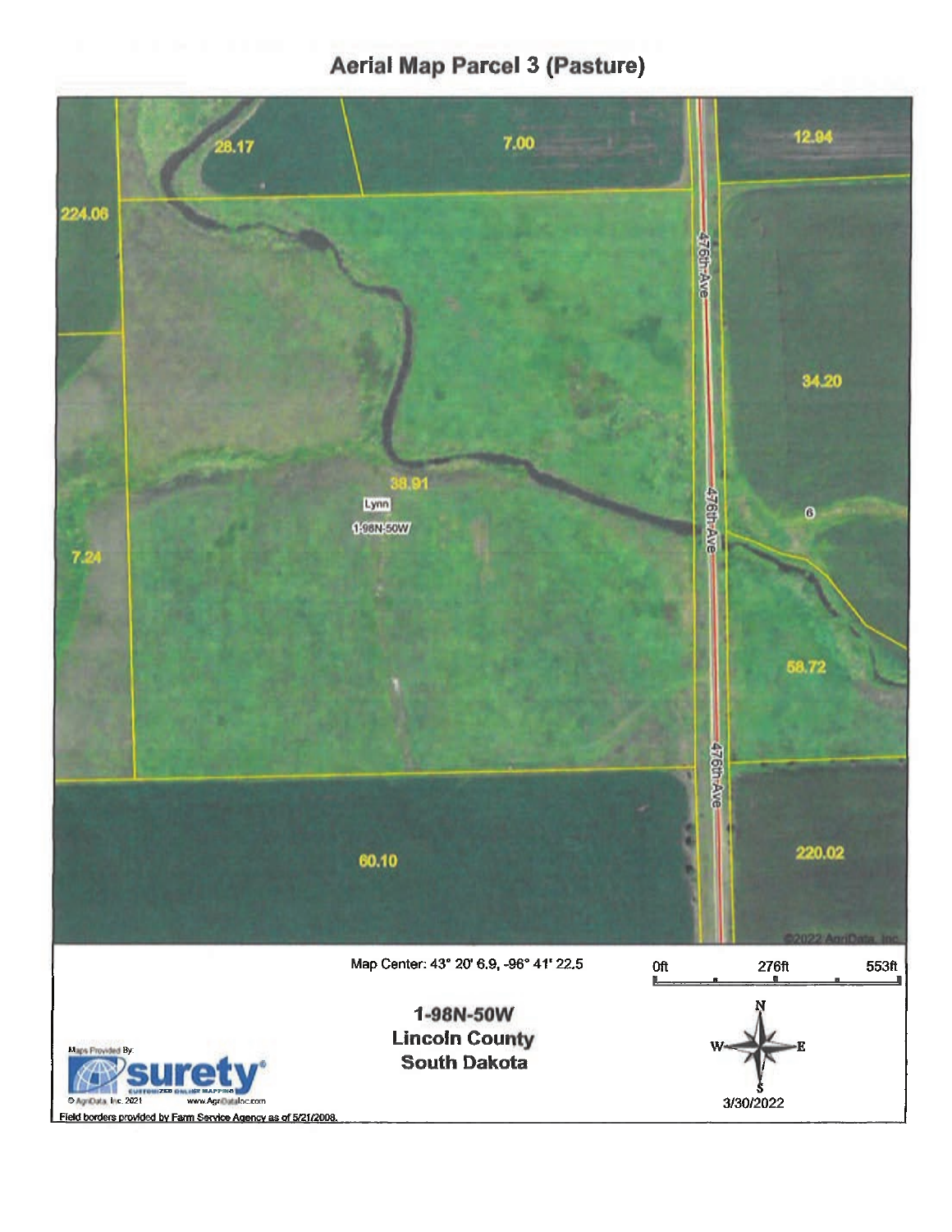# Aerial Map Parcel 3 (Pasture)

28.17

7.00

12.94

224.06

476th Ave

34.20

38.91

Lynn

1-98N-50W

6

7.24

58.72

60.10

220.02

©2022 AgriData, Inc.

Map Center: 43° 20' 6.9, -96° 41' 22.5

0ft 276ft 553ft

**1-98N-50W**
**Lincoln County**
**South Dakota**

N W E S

3/30/2022

Maps Provided By:
surety® CUSTOMIZED ONLINE MAPPING
© AgriData, Inc. 2021 www.AgriDataInc.com

Field borders provided by Farm Service Agency as of 5/21/2008.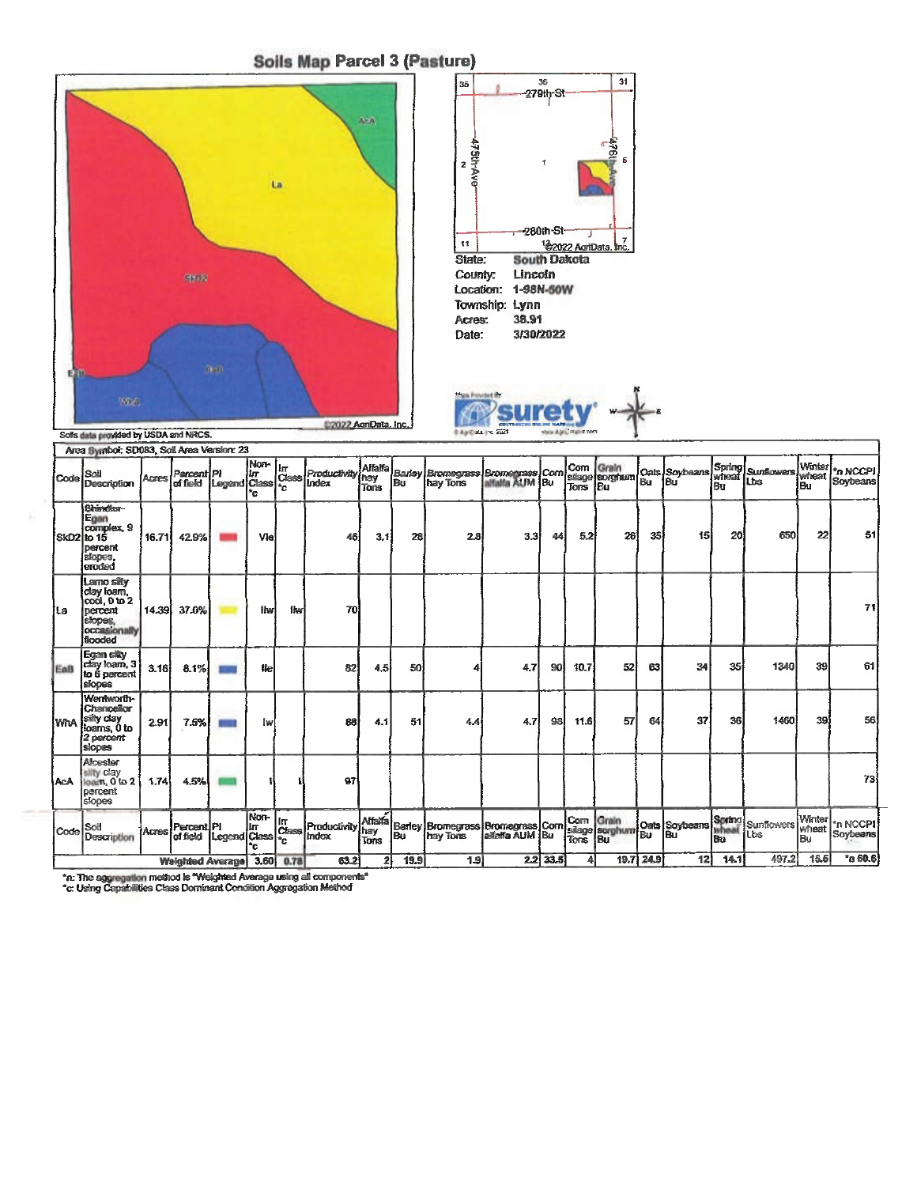# Soils Map Parcel 3 (Pasture)

Soils data provided by USDA and NRCS.

©2022 AgriData, Inc.

State: South Dakota
County: Lincoln
Location: 1-98N-50W
Township: Lynn
Acres: 38.91
Date: 3/30/2022

Maps Provided By surety

Area Symbol: SD083, Soil Area Version: 23

| Code | Soil Description | Acres | Percent of field | PI Legend | Non-Irr Class *c | Irr Class *c | Productivity Index | Alfalfa hay Tons | Barley Bu | Bromegrass hay Tons | Bromegrass alfalfa AUM | Corn Bu | Corn silage Tons | Grain sorghum Bu | Oats Bu | Soybeans Bu | Spring wheat Bu | Sunflowers Lbs | Winter wheat Bu | *n NCCPI Soybeans |
|---|---|---|---|---|---|---|---|---|---|---|---|---|---|---|---|---|---|---|---|---|
| SkD2 | Shindler-Egan complex, 9 to 15 percent slopes, eroded | 16.71 | 42.9% | | VIe | | 46 | 3.1 | 26 | 2.8 | 3.3 | 44 | 5.2 | 26 | 35 | 15 | 20 | 650 | 22 | 51 |
| La | Lamo silty clay loam, cool, 0 to 2 percent slopes, occasionally flooded | 14.39 | 37.0% | | IIw | IIw | 70 | | | | | | | | | | | | | 71 |
| EaB | Egan silty clay loam, 3 to 6 percent slopes | 3.16 | 8.1% | | IIe | | 82 | 4.5 | 50 | 4 | 4.7 | 90 | 10.7 | 52 | 63 | 34 | 35 | 1340 | 39 | 61 |
| WhA | Wentworth-Chancellor silty clay loams, 0 to 2 percent slopes | 2.91 | 7.5% | | Iw | | 88 | 4.1 | 51 | 4.4 | 4.7 | 98 | 11.6 | 57 | 64 | 37 | 36 | 1460 | 39 | 56 |
| AcA | Alcester silty clay loam, 0 to 2 percent slopes | 1.74 | 4.5% | | I | I | 97 | | | | | | | | | | | | | 73 |
| | **Weighted Average** | | | | 3.60 | 0.78 | 63.2 | 2 | 19.9 | 1.9 | 2.2 | 33.5 | 4 | 19.7 | 24.9 | 12 | 14.1 | 497.2 | 15.6 | *n 60.6 |

*n: The aggregation method is "Weighted Average using all components"
*c: Using Capabilities Class Dominant Condition Aggregation Method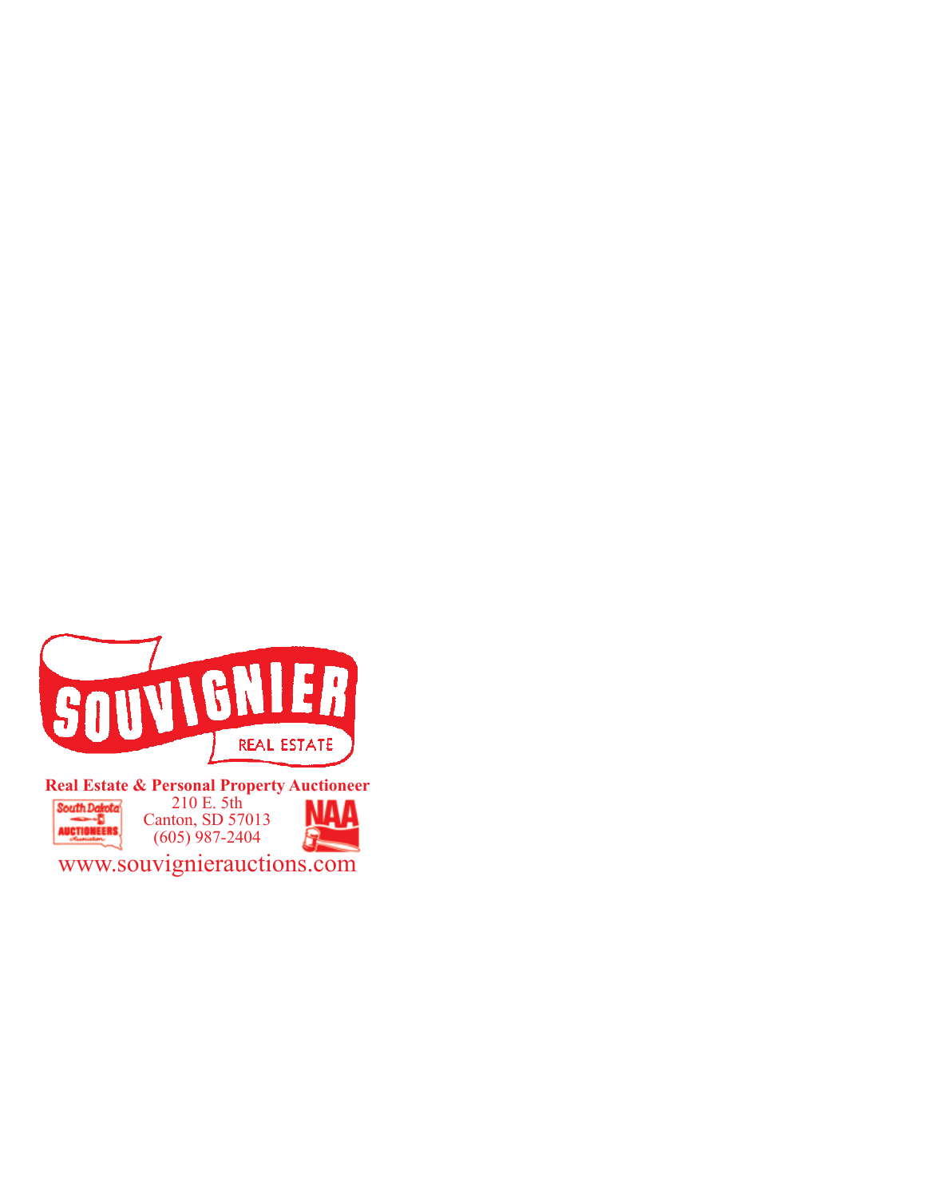SOUVIGNIER

REAL ESTATE

**Real Estate & Personal Property Auctioneer**

South Dakota AUCTIONEERS Association

210 E. 5th
Canton, SD 57013
(605) 987-2404

NAA

www.souvignierauctions.com